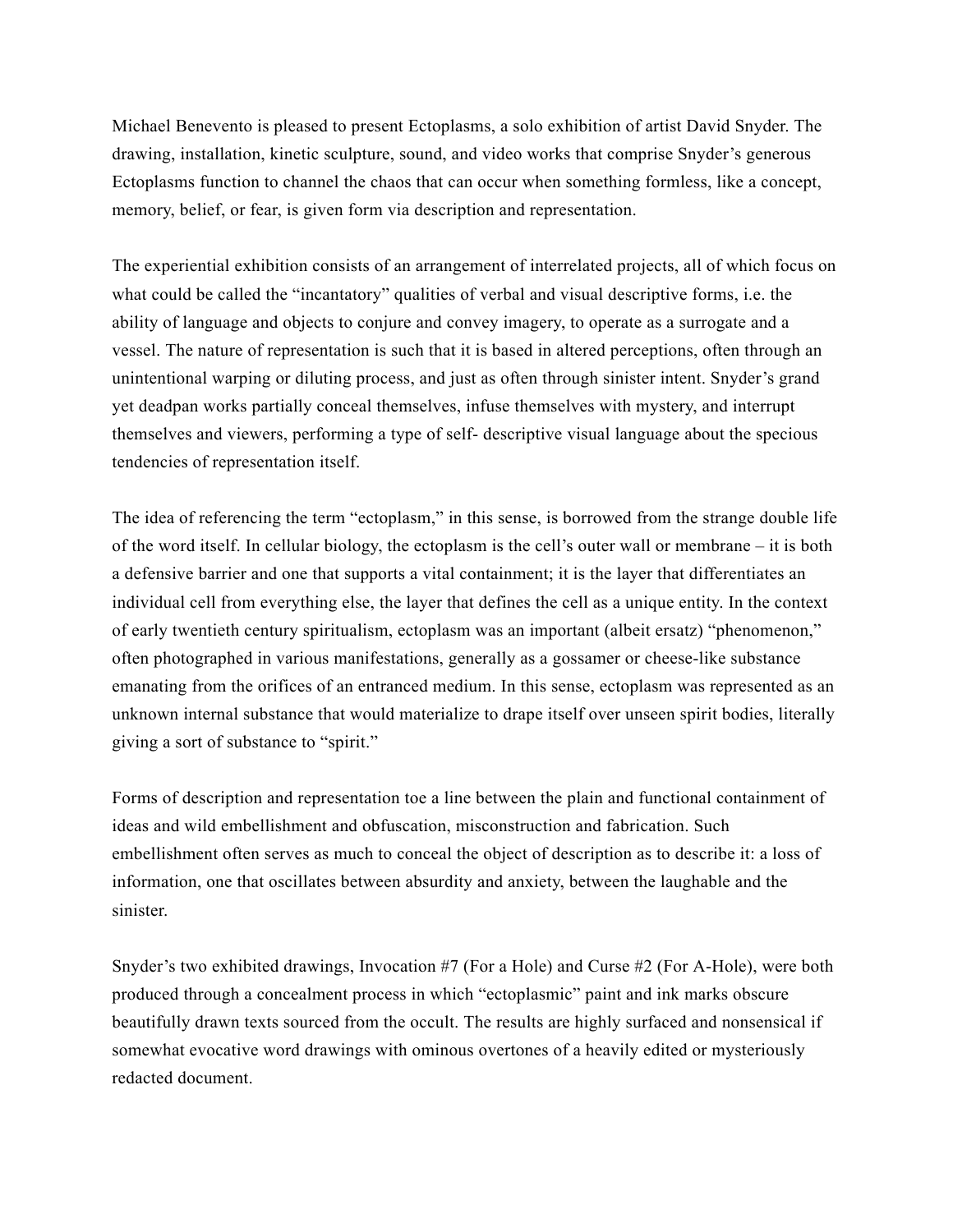Michael Benevento is pleased to present Ectoplasms, a solo exhibition of artist David Snyder. The drawing, installation, kinetic sculpture, sound, and video works that comprise Snyder's generous Ectoplasms function to channel the chaos that can occur when something formless, like a concept, memory, belief, or fear, is given form via description and representation.

The experiential exhibition consists of an arrangement of interrelated projects, all of which focus on what could be called the "incantatory" qualities of verbal and visual descriptive forms, i.e. the ability of language and objects to conjure and convey imagery, to operate as a surrogate and a vessel. The nature of representation is such that it is based in altered perceptions, often through an unintentional warping or diluting process, and just as often through sinister intent. Snyder's grand yet deadpan works partially conceal themselves, infuse themselves with mystery, and interrupt themselves and viewers, performing a type of self- descriptive visual language about the specious tendencies of representation itself.

The idea of referencing the term "ectoplasm," in this sense, is borrowed from the strange double life of the word itself. In cellular biology, the ectoplasm is the cell's outer wall or membrane – it is both a defensive barrier and one that supports a vital containment; it is the layer that differentiates an individual cell from everything else, the layer that defines the cell as a unique entity. In the context of early twentieth century spiritualism, ectoplasm was an important (albeit ersatz) "phenomenon," often photographed in various manifestations, generally as a gossamer or cheese-like substance emanating from the orifices of an entranced medium. In this sense, ectoplasm was represented as an unknown internal substance that would materialize to drape itself over unseen spirit bodies, literally giving a sort of substance to "spirit."

Forms of description and representation toe a line between the plain and functional containment of ideas and wild embellishment and obfuscation, misconstruction and fabrication. Such embellishment often serves as much to conceal the object of description as to describe it: a loss of information, one that oscillates between absurdity and anxiety, between the laughable and the sinister.

Snyder's two exhibited drawings, Invocation #7 (For a Hole) and Curse #2 (For A-Hole), were both produced through a concealment process in which "ectoplasmic" paint and ink marks obscure beautifully drawn texts sourced from the occult. The results are highly surfaced and nonsensical if somewhat evocative word drawings with ominous overtones of a heavily edited or mysteriously redacted document.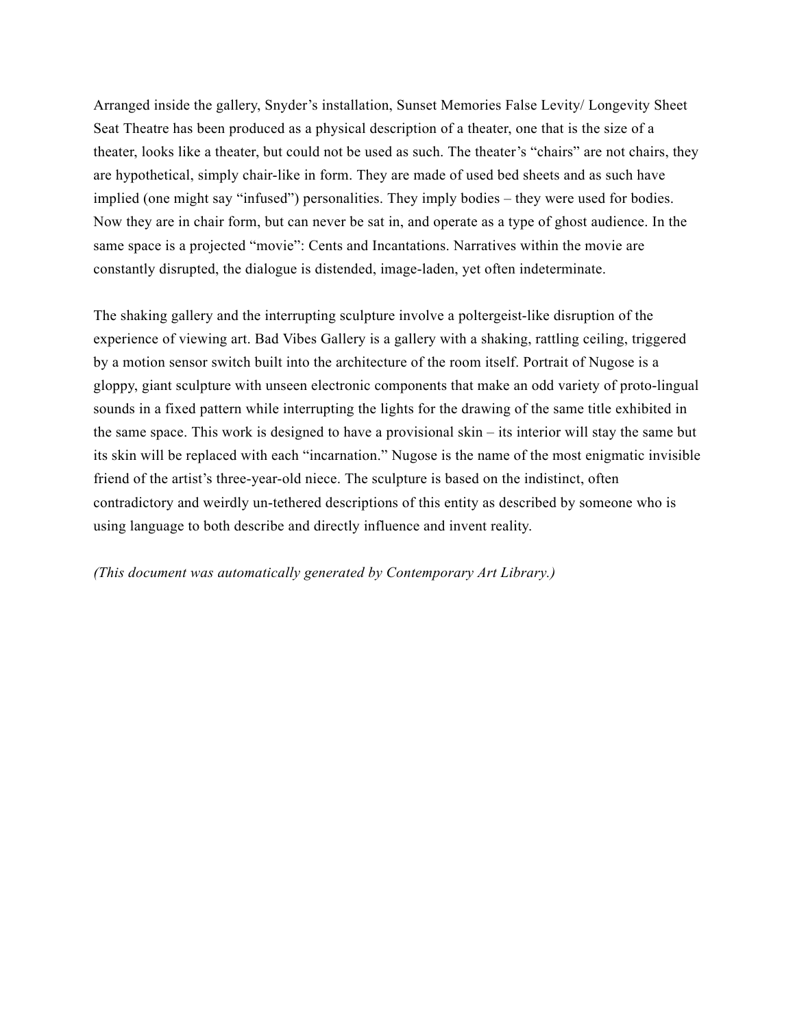Arranged inside the gallery, Snyder's installation, Sunset Memories False Levity/ Longevity Sheet Seat Theatre has been produced as a physical description of a theater, one that is the size of a theater, looks like a theater, but could not be used as such. The theater's "chairs" are not chairs, they are hypothetical, simply chair-like in form. They are made of used bed sheets and as such have implied (one might say "infused") personalities. They imply bodies – they were used for bodies. Now they are in chair form, but can never be sat in, and operate as a type of ghost audience. In the same space is a projected "movie": Cents and Incantations. Narratives within the movie are constantly disrupted, the dialogue is distended, image-laden, yet often indeterminate.

The shaking gallery and the interrupting sculpture involve a poltergeist-like disruption of the experience of viewing art. Bad Vibes Gallery is a gallery with a shaking, rattling ceiling, triggered by a motion sensor switch built into the architecture of the room itself. Portrait of Nugose is a gloppy, giant sculpture with unseen electronic components that make an odd variety of proto-lingual sounds in a fixed pattern while interrupting the lights for the drawing of the same title exhibited in the same space. This work is designed to have a provisional skin – its interior will stay the same but its skin will be replaced with each "incarnation." Nugose is the name of the most enigmatic invisible friend of the artist's three-year-old niece. The sculpture is based on the indistinct, often contradictory and weirdly un-tethered descriptions of this entity as described by someone who is using language to both describe and directly influence and invent reality.

*(This document was automatically generated by Contemporary Art Library.)*